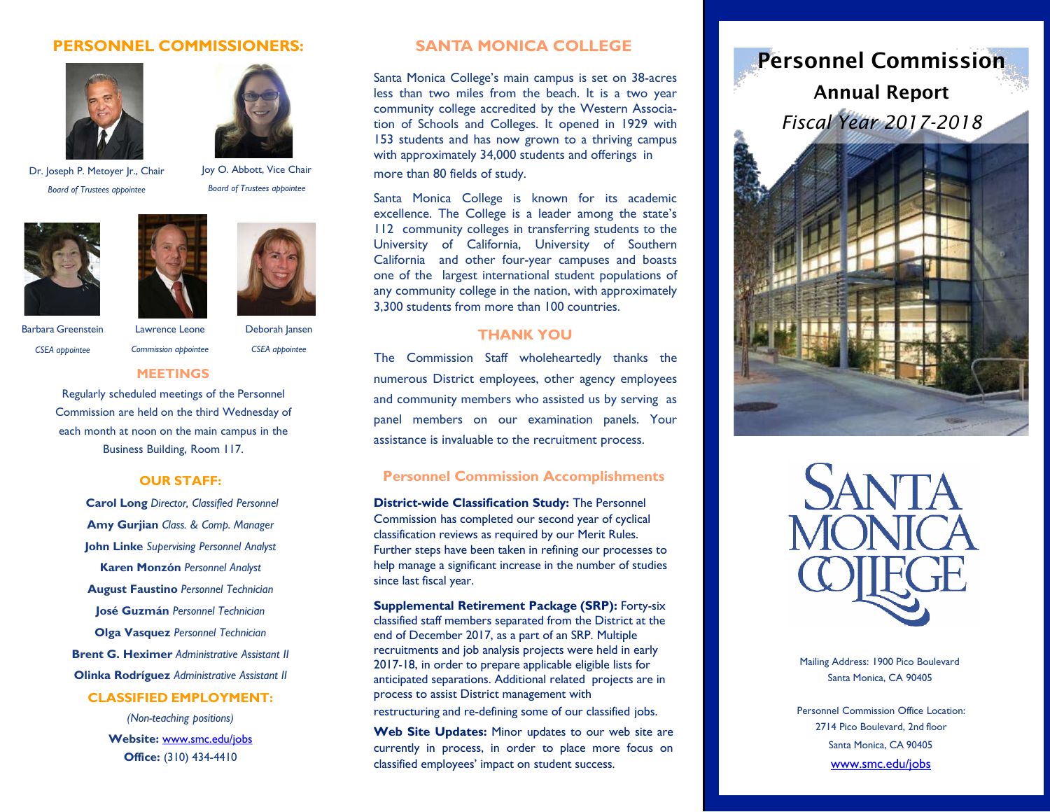## PERSONNEL COMMISSIONERS:

Dr. Joseph P. Metoyer Jr., Chair
*Board of Trustees appointee*

Joy O. Abbott, Vice Chair
*Board of Trustees appointee*

Barbara Greenstein
*CSEA appointee*

Lawrence Leone
*Commission appointee*

Deborah Jansen
*CSEA appointee*

## MEETINGS

Regularly scheduled meetings of the Personnel Commission are held on the third Wednesday of each month at noon on the main campus in the Business Building, Room 117.

## OUR STAFF:

**Carol Long** *Director, Classified Personnel*

**Amy Gurjian** *Class. & Comp. Manager*

**John Linke** *Supervising Personnel Analyst*

**Karen Monzón** *Personnel Analyst*

**August Faustino** *Personnel Technician*

**José Guzmán** *Personnel Technician*

**Olga Vasquez** *Personnel Technician*

**Brent G. Heximer** *Administrative Assistant II*

**Olinka Rodríguez** *Administrative Assistant II*

## CLASSIFIED EMPLOYMENT:

*(Non-teaching positions)*

**Website:** www.smc.edu/jobs

**Office:** (310) 434-4410

## SANTA MONICA COLLEGE

Santa Monica College's main campus is set on 38-acres less than two miles from the beach. It is a two year community college accredited by the Western Association of Schools and Colleges. It opened in 1929 with 153 students and has now grown to a thriving campus with approximately 34,000 students and offerings in more than 80 fields of study.

Santa Monica College is known for its academic excellence. The College is a leader among the state's 112 community colleges in transferring students to the University of California, University of Southern California and other four-year campuses and boasts one of the largest international student populations of any community college in the nation, with approximately 3,300 students from more than 100 countries.

## THANK YOU

The Commission Staff wholeheartedly thanks the numerous District employees, other agency employees and community members who assisted us by serving as panel members on our examination panels. Your assistance is invaluable to the recruitment process.

## Personnel Commission Accomplishments

**District-wide Classification Study:** The Personnel Commission has completed our second year of cyclical classification reviews as required by our Merit Rules. Further steps have been taken in refining our processes to help manage a significant increase in the number of studies since last fiscal year.

**Supplemental Retirement Package (SRP):** Forty-six classified staff members separated from the District at the end of December 2017, as a part of an SRP. Multiple recruitments and job analysis projects were held in early 2017-18, in order to prepare applicable eligible lists for anticipated separations. Additional related projects are in process to assist District management with restructuring and re-defining some of our classified jobs.

**Web Site Updates:** Minor updates to our web site are currently in process, in order to place more focus on classified employees' impact on student success.

# Personnel Commission

## Annual Report

*Fiscal Year 2017-2018*

SANTA MONICA COLLEGE

Mailing Address: 1900 Pico Boulevard
Santa Monica, CA 90405

Personnel Commission Office Location:
2714 Pico Boulevard, 2nd floor
Santa Monica, CA 90405
www.smc.edu/jobs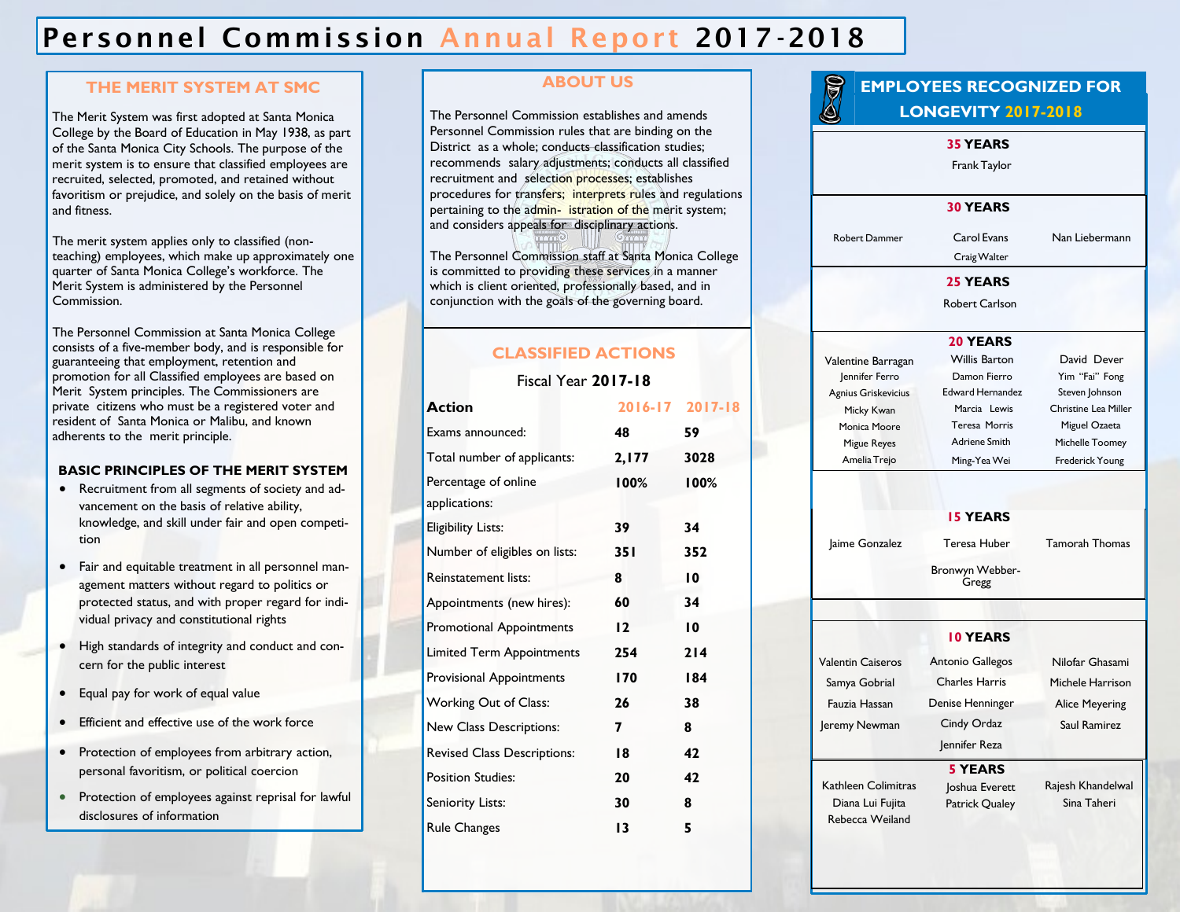# Personnel Commission Annual Report 2017-2018

## THE MERIT SYSTEM AT SMC

The Merit System was first adopted at Santa Monica College by the Board of Education in May 1938, as part of the Santa Monica City Schools. The purpose of the merit system is to ensure that classified employees are recruited, selected, promoted, and retained without favoritism or prejudice, and solely on the basis of merit and fitness.

The merit system applies only to classified (non-teaching) employees, which make up approximately one quarter of Santa Monica College's workforce. The Merit System is administered by the Personnel Commission.

The Personnel Commission at Santa Monica College consists of a five-member body, and is responsible for guaranteeing that employment, retention and promotion for all Classified employees are based on Merit System principles. The Commissioners are private citizens who must be a registered voter and resident of Santa Monica or Malibu, and known adherents to the merit principle.

### BASIC PRINCIPLES OF THE MERIT SYSTEM

- Recruitment from all segments of society and advancement on the basis of relative ability, knowledge, and skill under fair and open competition
- Fair and equitable treatment in all personnel management matters without regard to politics or protected status, and with proper regard for individual privacy and constitutional rights
- High standards of integrity and conduct and concern for the public interest
- Equal pay for work of equal value
- Efficient and effective use of the work force
- Protection of employees from arbitrary action, personal favoritism, or political coercion
- Protection of employees against reprisal for lawful disclosures of information

## ABOUT US

The Personnel Commission establishes and amends Personnel Commission rules that are binding on the District as a whole; conducts classification studies; recommends salary adjustments; conducts all classified recruitment and selection processes; establishes procedures for transfers; interprets rules and regulations pertaining to the admin- istration of the merit system; and considers appeals for disciplinary actions.

The Personnel Commission staff at Santa Monica College is committed to providing these services in a manner which is client oriented, professionally based, and in conjunction with the goals of the governing board.

## CLASSIFIED ACTIONS

Fiscal Year **2017-18**

| Action | 2016-17 | 2017-18 |
|---|---|---|
| Exams announced: | 48 | 59 |
| Total number of applicants: | 2,177 | 3028 |
| Percentage of online applications: | 100% | 100% |
| Eligibility Lists: | 39 | 34 |
| Number of eligibles on lists: | 351 | 352 |
| Reinstatement lists: | 8 | 10 |
| Appointments (new hires): | 60 | 34 |
| Promotional Appointments | 12 | 10 |
| Limited Term Appointments | 254 | 214 |
| Provisional Appointments | 170 | 184 |
| Working Out of Class: | 26 | 38 |
| New Class Descriptions: | 7 | 8 |
| Revised Class Descriptions: | 18 | 42 |
| Position Studies: | 20 | 42 |
| Seniority Lists: | 30 | 8 |
| Rule Changes | 13 | 5 |

## EMPLOYEES RECOGNIZED FOR LONGEVITY 2017-2018

### 35 YEARS
Frank Taylor

### 30 YEARS
Robert Dammer
Carol Evans
Nan Liebermann
Craig Walter

### 25 YEARS
Robert Carlson

### 20 YEARS
Valentine Barragan
Willis Barton
David Dever
Jennifer Ferro
Damon Fierro
Yim "Fai" Fong
Agnius Griskevicius
Edward Hernandez
Steven Johnson
Micky Kwan
Marcia Lewis
Christine Lea Miller
Monica Moore
Teresa Morris
Miguel Ozaeta
Migue Reyes
Adriene Smith
Michelle Toomey
Amelia Trejo
Ming-Yea Wei
Frederick Young

### 15 YEARS
Jaime Gonzalez
Teresa Huber
Tamorah Thomas
Bronwyn Webber-Gregg

### 10 YEARS
Valentin Caiseros
Antonio Gallegos
Nilofar Ghasami
Samya Gobrial
Charles Harris
Michele Harrison
Fauzia Hassan
Denise Henninger
Alice Meyering
Jeremy Newman
Cindy Ordaz
Saul Ramirez
Jennifer Reza

### 5 YEARS
Kathleen Colimitras
Joshua Everett
Rajesh Khandelwal
Diana Lui Fujita
Patrick Qualey
Sina Taheri
Rebecca Weiland